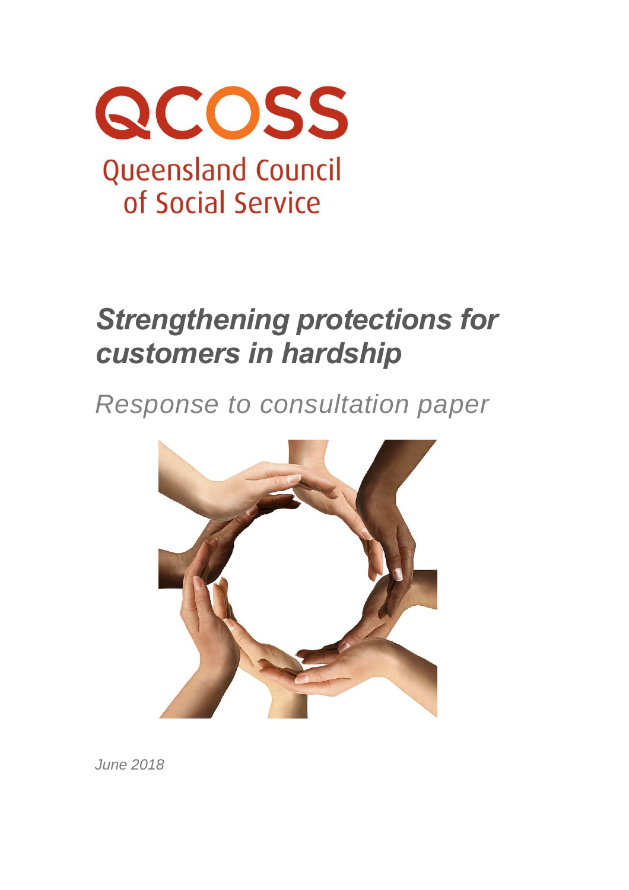QCOSS

Queensland Council of Social Service

# *Strengthening protections for customers in hardship*

*Response to consultation paper*

*June 2018*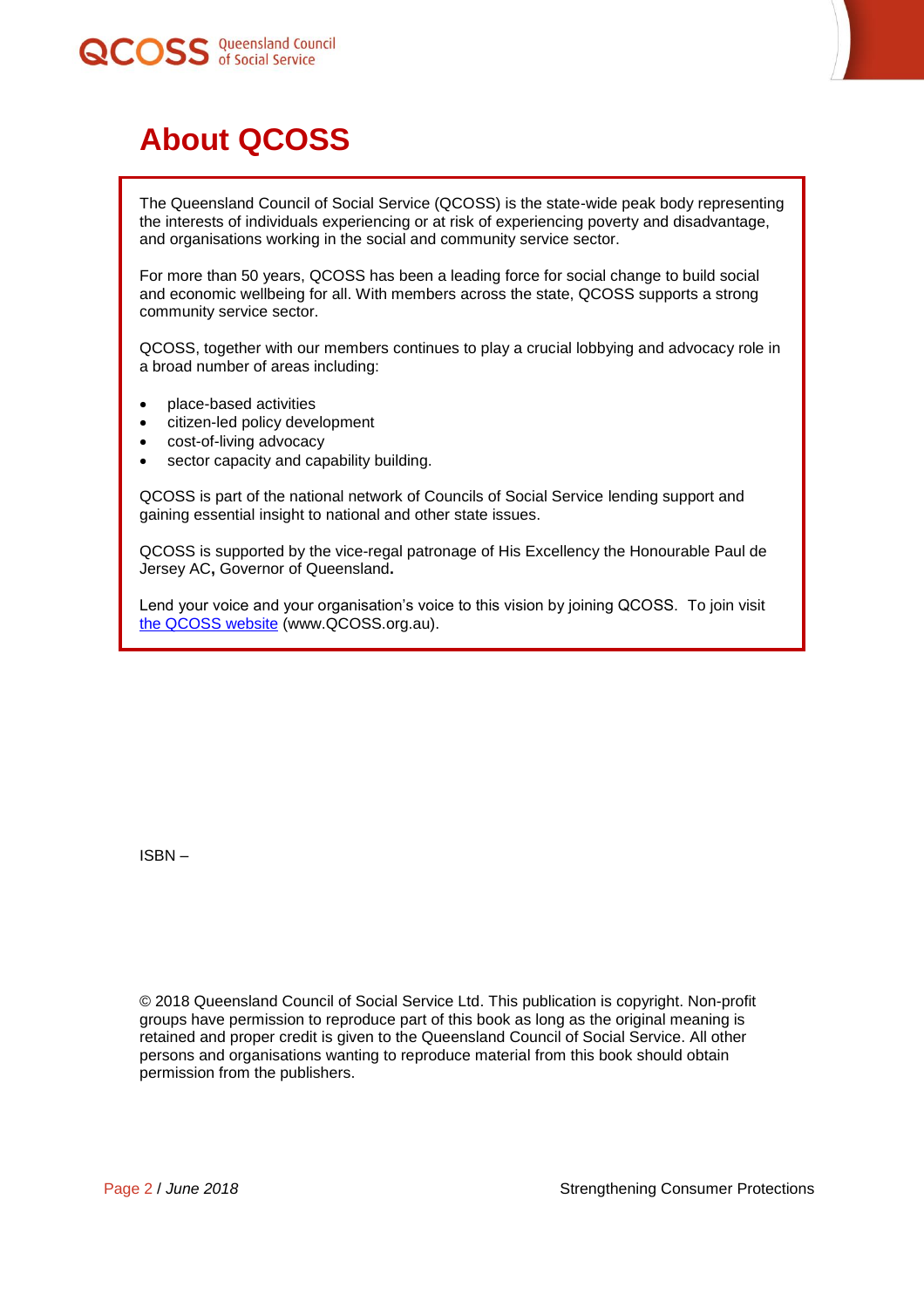# About QCOSS

The Queensland Council of Social Service (QCOSS) is the state-wide peak body representing the interests of individuals experiencing or at risk of experiencing poverty and disadvantage, and organisations working in the social and community service sector.

For more than 50 years, QCOSS has been a leading force for social change to build social and economic wellbeing for all. With members across the state, QCOSS supports a strong community service sector.

QCOSS, together with our members continues to play a crucial lobbying and advocacy role in a broad number of areas including:

- place-based activities
- citizen-led policy development
- cost-of-living advocacy
- sector capacity and capability building.

QCOSS is part of the national network of Councils of Social Service lending support and gaining essential insight to national and other state issues.

QCOSS is supported by the vice-regal patronage of His Excellency the Honourable Paul de Jersey AC**,** Governor of Queensland**.**

Lend your voice and your organisation's voice to this vision by joining QCOSS. To join visit [the QCOSS website](www.QCOSS.org.au) (www.QCOSS.org.au).

ISBN –

© 2018 Queensland Council of Social Service Ltd. This publication is copyright. Non-profit groups have permission to reproduce part of this book as long as the original meaning is retained and proper credit is given to the Queensland Council of Social Service. All other persons and organisations wanting to reproduce material from this book should obtain permission from the publishers.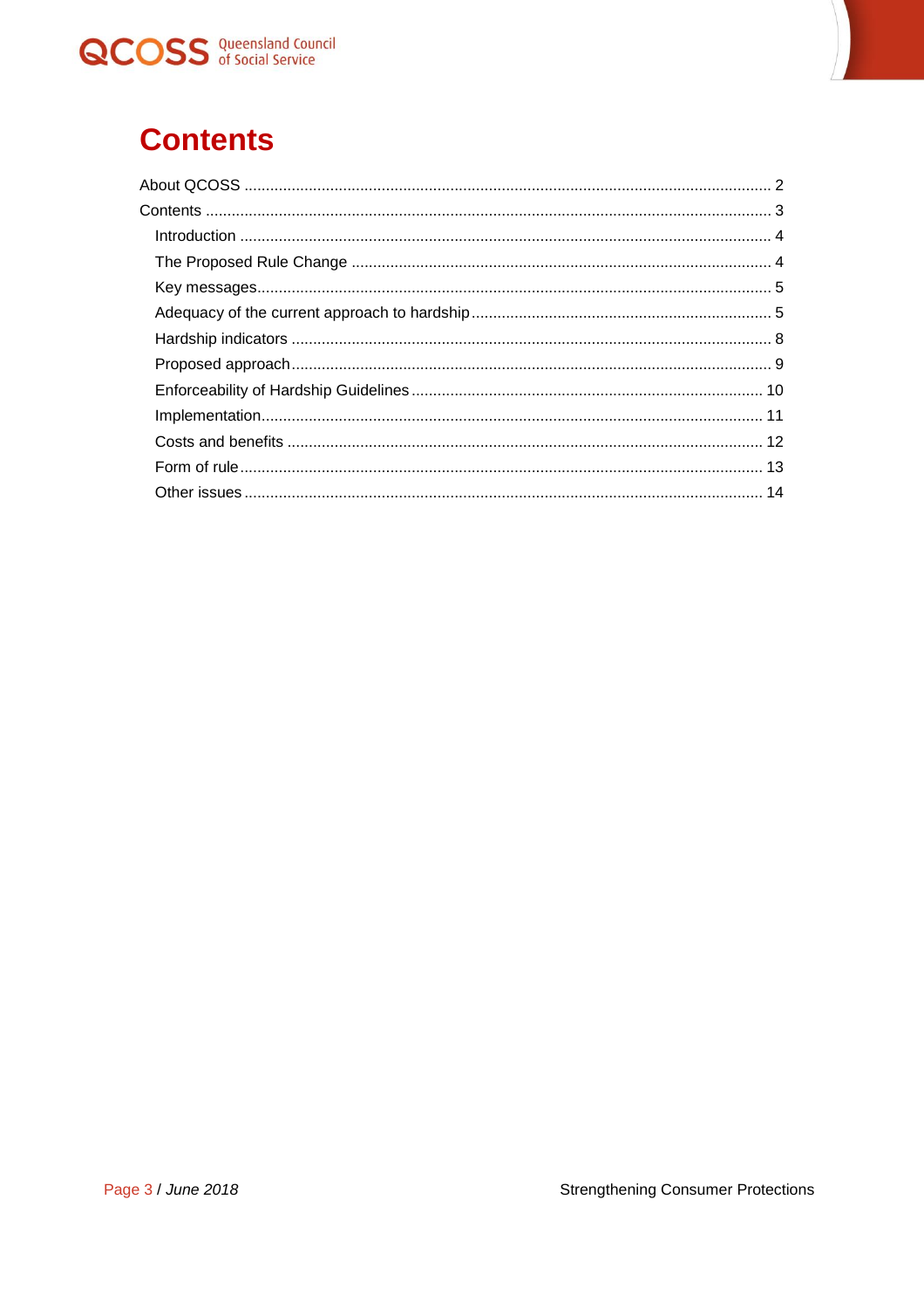# Contents

About QCOSS ........................................................................................................................ 2

Contents ................................................................................................................................ 3

- Introduction ........................................................................................................................ 4
- The Proposed Rule Change ................................................................................................ 4
- Key messages ..................................................................................................................... 5
- Adequacy of the current approach to hardship .................................................................... 5
- Hardship indicators ............................................................................................................. 8
- Proposed approach ............................................................................................................. 9
- Enforceability of Hardship Guidelines ............................................................................... 10
- Implementation .................................................................................................................. 11
- Costs and benefits ............................................................................................................ 12
- Form of rule ....................................................................................................................... 13
- Other issues ...................................................................................................................... 14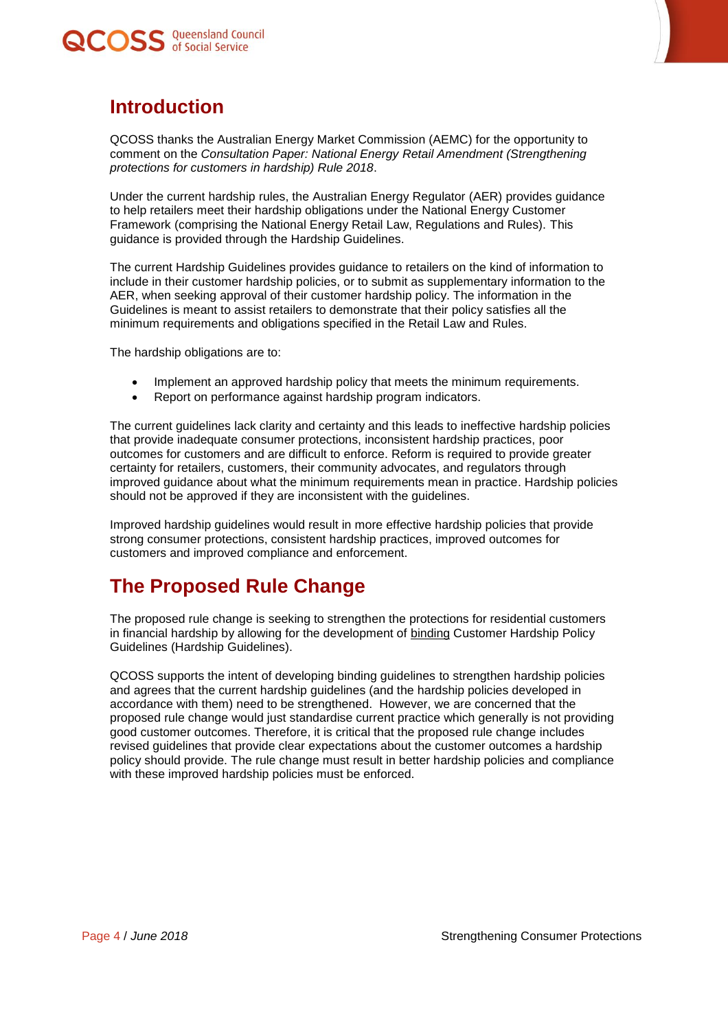## Introduction

QCOSS thanks the Australian Energy Market Commission (AEMC) for the opportunity to comment on the *Consultation Paper: National Energy Retail Amendment (Strengthening protections for customers in hardship) Rule 2018*.

Under the current hardship rules, the Australian Energy Regulator (AER) provides guidance to help retailers meet their hardship obligations under the National Energy Customer Framework (comprising the National Energy Retail Law, Regulations and Rules). This guidance is provided through the Hardship Guidelines.

The current Hardship Guidelines provides guidance to retailers on the kind of information to include in their customer hardship policies, or to submit as supplementary information to the AER, when seeking approval of their customer hardship policy. The information in the Guidelines is meant to assist retailers to demonstrate that their policy satisfies all the minimum requirements and obligations specified in the Retail Law and Rules.

The hardship obligations are to:

- Implement an approved hardship policy that meets the minimum requirements.
- Report on performance against hardship program indicators.

The current guidelines lack clarity and certainty and this leads to ineffective hardship policies that provide inadequate consumer protections, inconsistent hardship practices, poor outcomes for customers and are difficult to enforce. Reform is required to provide greater certainty for retailers, customers, their community advocates, and regulators through improved guidance about what the minimum requirements mean in practice. Hardship policies should not be approved if they are inconsistent with the guidelines.

Improved hardship guidelines would result in more effective hardship policies that provide strong consumer protections, consistent hardship practices, improved outcomes for customers and improved compliance and enforcement.

## The Proposed Rule Change

The proposed rule change is seeking to strengthen the protections for residential customers in financial hardship by allowing for the development of <u>binding</u> Customer Hardship Policy Guidelines (Hardship Guidelines).

QCOSS supports the intent of developing binding guidelines to strengthen hardship policies and agrees that the current hardship guidelines (and the hardship policies developed in accordance with them) need to be strengthened. However, we are concerned that the proposed rule change would just standardise current practice which generally is not providing good customer outcomes. Therefore, it is critical that the proposed rule change includes revised guidelines that provide clear expectations about the customer outcomes a hardship policy should provide. The rule change must result in better hardship policies and compliance with these improved hardship policies must be enforced.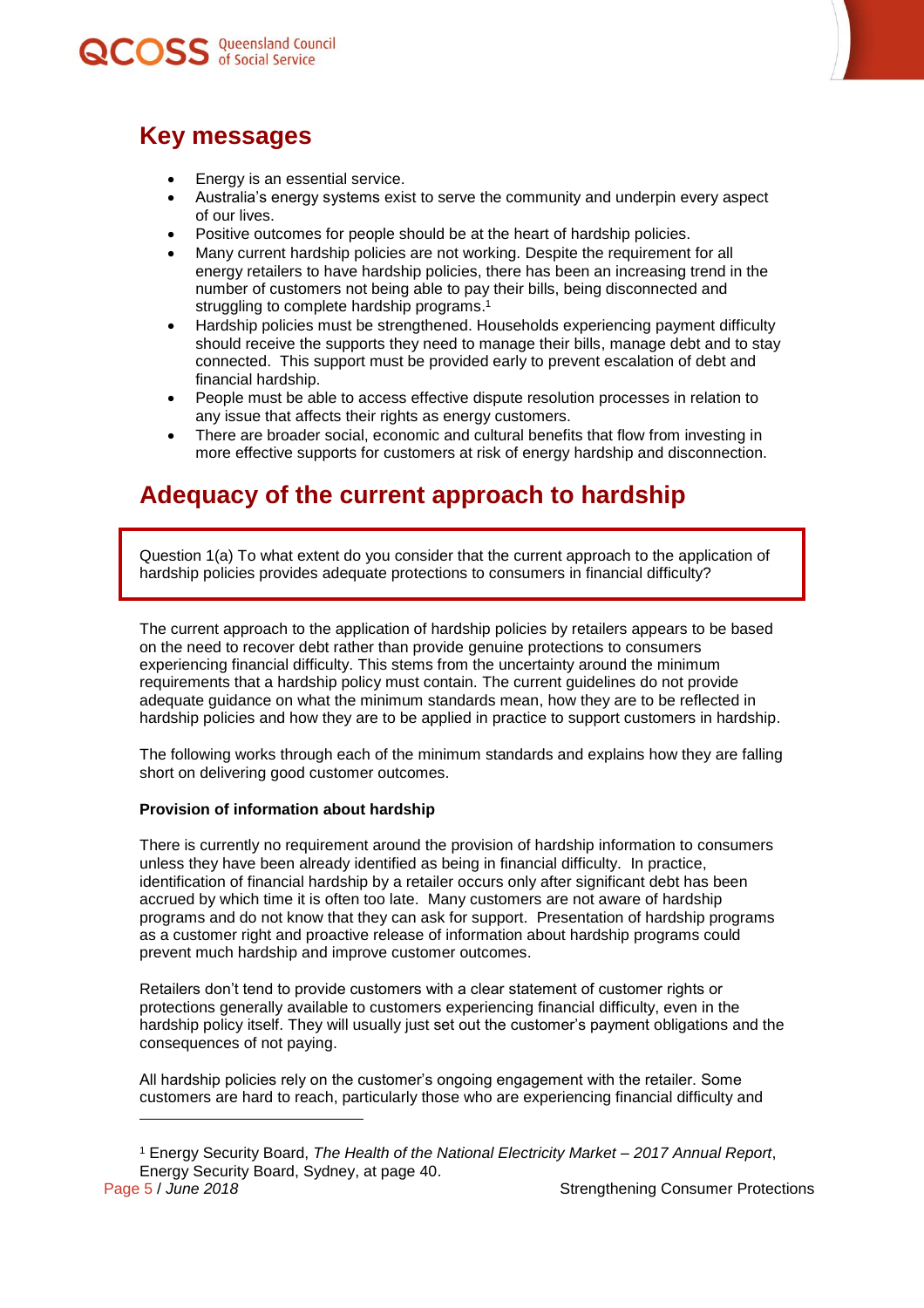## Key messages

- Energy is an essential service.
- Australia's energy systems exist to serve the community and underpin every aspect of our lives.
- Positive outcomes for people should be at the heart of hardship policies.
- Many current hardship policies are not working. Despite the requirement for all energy retailers to have hardship policies, there has been an increasing trend in the number of customers not being able to pay their bills, being disconnected and struggling to complete hardship programs.[1]
- Hardship policies must be strengthened. Households experiencing payment difficulty should receive the supports they need to manage their bills, manage debt and to stay connected. This support must be provided early to prevent escalation of debt and financial hardship.
- People must be able to access effective dispute resolution processes in relation to any issue that affects their rights as energy customers.
- There are broader social, economic and cultural benefits that flow from investing in more effective supports for customers at risk of energy hardship and disconnection.

## Adequacy of the current approach to hardship

> Question 1(a) To what extent do you consider that the current approach to the application of hardship policies provides adequate protections to consumers in financial difficulty?

The current approach to the application of hardship policies by retailers appears to be based on the need to recover debt rather than provide genuine protections to consumers experiencing financial difficulty. This stems from the uncertainty around the minimum requirements that a hardship policy must contain. The current guidelines do not provide adequate guidance on what the minimum standards mean, how they are to be reflected in hardship policies and how they are to be applied in practice to support customers in hardship.

The following works through each of the minimum standards and explains how they are falling short on delivering good customer outcomes.

**Provision of information about hardship**

There is currently no requirement around the provision of hardship information to consumers unless they have been already identified as being in financial difficulty. In practice, identification of financial hardship by a retailer occurs only after significant debt has been accrued by which time it is often too late. Many customers are not aware of hardship programs and do not know that they can ask for support. Presentation of hardship programs as a customer right and proactive release of information about hardship programs could prevent much hardship and improve customer outcomes.

Retailers don't tend to provide customers with a clear statement of customer rights or protections generally available to customers experiencing financial difficulty, even in the hardship policy itself. They will usually just set out the customer's payment obligations and the consequences of not paying.

All hardship policies rely on the customer's ongoing engagement with the retailer. Some customers are hard to reach, particularly those who are experiencing financial difficulty and

---

[1] Energy Security Board, *The Health of the National Electricity Market – 2017 Annual Report*, Energy Security Board, Sydney, at page 40.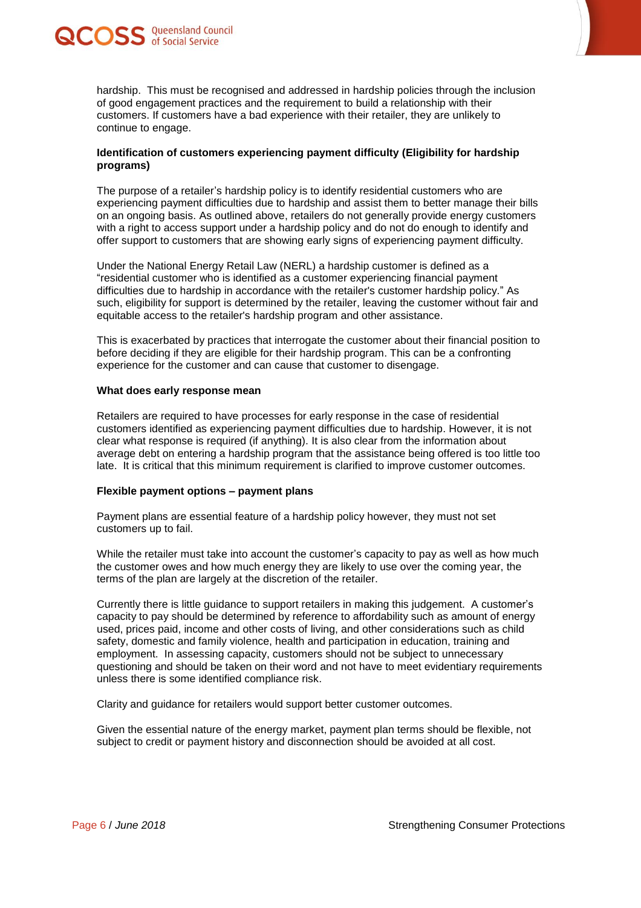hardship. This must be recognised and addressed in hardship policies through the inclusion of good engagement practices and the requirement to build a relationship with their customers. If customers have a bad experience with their retailer, they are unlikely to continue to engage.

**Identification of customers experiencing payment difficulty (Eligibility for hardship programs)**

The purpose of a retailer's hardship policy is to identify residential customers who are experiencing payment difficulties due to hardship and assist them to better manage their bills on an ongoing basis. As outlined above, retailers do not generally provide energy customers with a right to access support under a hardship policy and do not do enough to identify and offer support to customers that are showing early signs of experiencing payment difficulty.

Under the National Energy Retail Law (NERL) a hardship customer is defined as a "residential customer who is identified as a customer experiencing financial payment difficulties due to hardship in accordance with the retailer's customer hardship policy." As such, eligibility for support is determined by the retailer, leaving the customer without fair and equitable access to the retailer's hardship program and other assistance.

This is exacerbated by practices that interrogate the customer about their financial position to before deciding if they are eligible for their hardship program. This can be a confronting experience for the customer and can cause that customer to disengage.

**What does early response mean**

Retailers are required to have processes for early response in the case of residential customers identified as experiencing payment difficulties due to hardship. However, it is not clear what response is required (if anything). It is also clear from the information about average debt on entering a hardship program that the assistance being offered is too little too late. It is critical that this minimum requirement is clarified to improve customer outcomes.

**Flexible payment options – payment plans**

Payment plans are essential feature of a hardship policy however, they must not set customers up to fail.

While the retailer must take into account the customer's capacity to pay as well as how much the customer owes and how much energy they are likely to use over the coming year, the terms of the plan are largely at the discretion of the retailer.

Currently there is little guidance to support retailers in making this judgement. A customer's capacity to pay should be determined by reference to affordability such as amount of energy used, prices paid, income and other costs of living, and other considerations such as child safety, domestic and family violence, health and participation in education, training and employment. In assessing capacity, customers should not be subject to unnecessary questioning and should be taken on their word and not have to meet evidentiary requirements unless there is some identified compliance risk.

Clarity and guidance for retailers would support better customer outcomes.

Given the essential nature of the energy market, payment plan terms should be flexible, not subject to credit or payment history and disconnection should be avoided at all cost.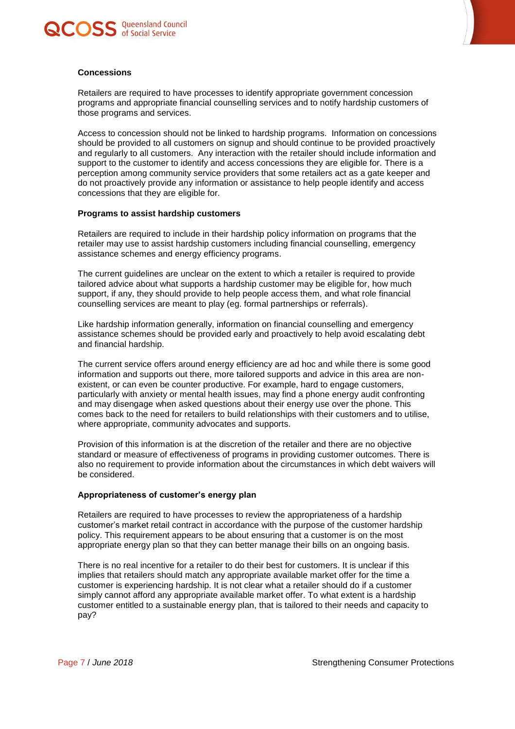**Concessions**

Retailers are required to have processes to identify appropriate government concession programs and appropriate financial counselling services and to notify hardship customers of those programs and services.

Access to concession should not be linked to hardship programs. Information on concessions should be provided to all customers on signup and should continue to be provided proactively and regularly to all customers. Any interaction with the retailer should include information and support to the customer to identify and access concessions they are eligible for. There is a perception among community service providers that some retailers act as a gate keeper and do not proactively provide any information or assistance to help people identify and access concessions that they are eligible for.

**Programs to assist hardship customers**

Retailers are required to include in their hardship policy information on programs that the retailer may use to assist hardship customers including financial counselling, emergency assistance schemes and energy efficiency programs.

The current guidelines are unclear on the extent to which a retailer is required to provide tailored advice about what supports a hardship customer may be eligible for, how much support, if any, they should provide to help people access them, and what role financial counselling services are meant to play (eg. formal partnerships or referrals).

Like hardship information generally, information on financial counselling and emergency assistance schemes should be provided early and proactively to help avoid escalating debt and financial hardship.

The current service offers around energy efficiency are ad hoc and while there is some good information and supports out there, more tailored supports and advice in this area are non-existent, or can even be counter productive. For example, hard to engage customers, particularly with anxiety or mental health issues, may find a phone energy audit confronting and may disengage when asked questions about their energy use over the phone. This comes back to the need for retailers to build relationships with their customers and to utilise, where appropriate, community advocates and supports.

Provision of this information is at the discretion of the retailer and there are no objective standard or measure of effectiveness of programs in providing customer outcomes. There is also no requirement to provide information about the circumstances in which debt waivers will be considered.

**Appropriateness of customer's energy plan**

Retailers are required to have processes to review the appropriateness of a hardship customer's market retail contract in accordance with the purpose of the customer hardship policy. This requirement appears to be about ensuring that a customer is on the most appropriate energy plan so that they can better manage their bills on an ongoing basis.

There is no real incentive for a retailer to do their best for customers. It is unclear if this implies that retailers should match any appropriate available market offer for the time a customer is experiencing hardship. It is not clear what a retailer should do if a customer simply cannot afford any appropriate available market offer. To what extent is a hardship customer entitled to a sustainable energy plan, that is tailored to their needs and capacity to pay?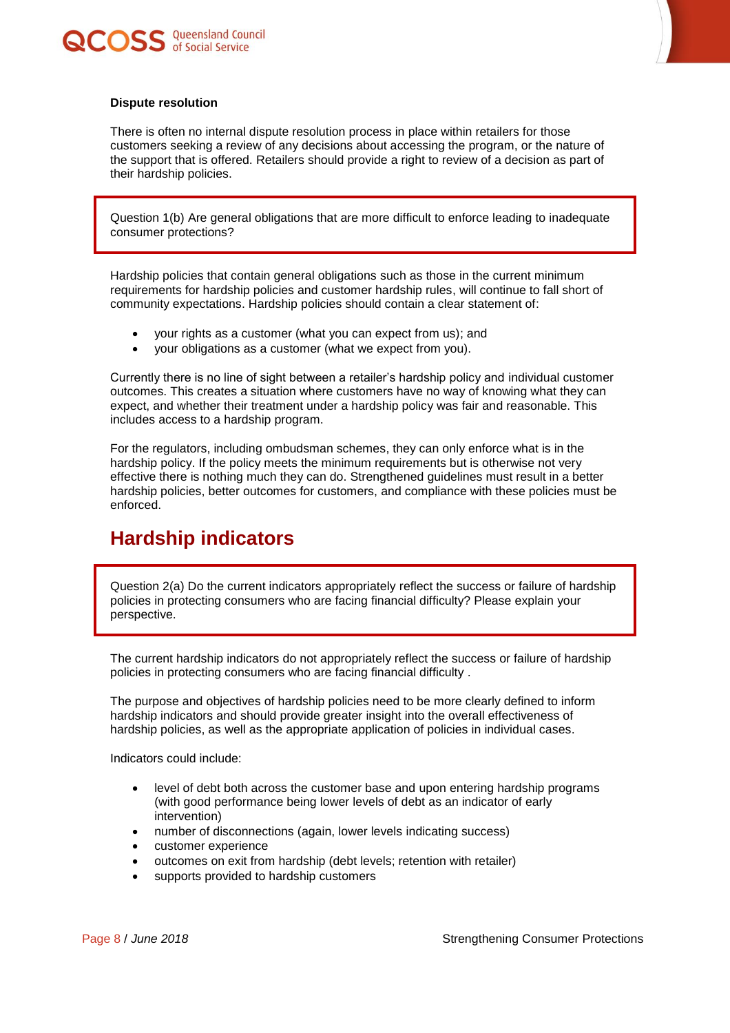**Dispute resolution**

There is often no internal dispute resolution process in place within retailers for those customers seeking a review of any decisions about accessing the program, or the nature of the support that is offered. Retailers should provide a right to review of a decision as part of their hardship policies.

> Question 1(b) Are general obligations that are more difficult to enforce leading to inadequate consumer protections?

Hardship policies that contain general obligations such as those in the current minimum requirements for hardship policies and customer hardship rules, will continue to fall short of community expectations. Hardship policies should contain a clear statement of:

- your rights as a customer (what you can expect from us); and
- your obligations as a customer (what we expect from you).

Currently there is no line of sight between a retailer's hardship policy and individual customer outcomes. This creates a situation where customers have no way of knowing what they can expect, and whether their treatment under a hardship policy was fair and reasonable. This includes access to a hardship program.

For the regulators, including ombudsman schemes, they can only enforce what is in the hardship policy. If the policy meets the minimum requirements but is otherwise not very effective there is nothing much they can do. Strengthened guidelines must result in a better hardship policies, better outcomes for customers, and compliance with these policies must be enforced.

## Hardship indicators

> Question 2(a) Do the current indicators appropriately reflect the success or failure of hardship policies in protecting consumers who are facing financial difficulty? Please explain your perspective.

The current hardship indicators do not appropriately reflect the success or failure of hardship policies in protecting consumers who are facing financial difficulty .

The purpose and objectives of hardship policies need to be more clearly defined to inform hardship indicators and should provide greater insight into the overall effectiveness of hardship policies, as well as the appropriate application of policies in individual cases.

Indicators could include:

- level of debt both across the customer base and upon entering hardship programs (with good performance being lower levels of debt as an indicator of early intervention)
- number of disconnections (again, lower levels indicating success)
- customer experience
- outcomes on exit from hardship (debt levels; retention with retailer)
- supports provided to hardship customers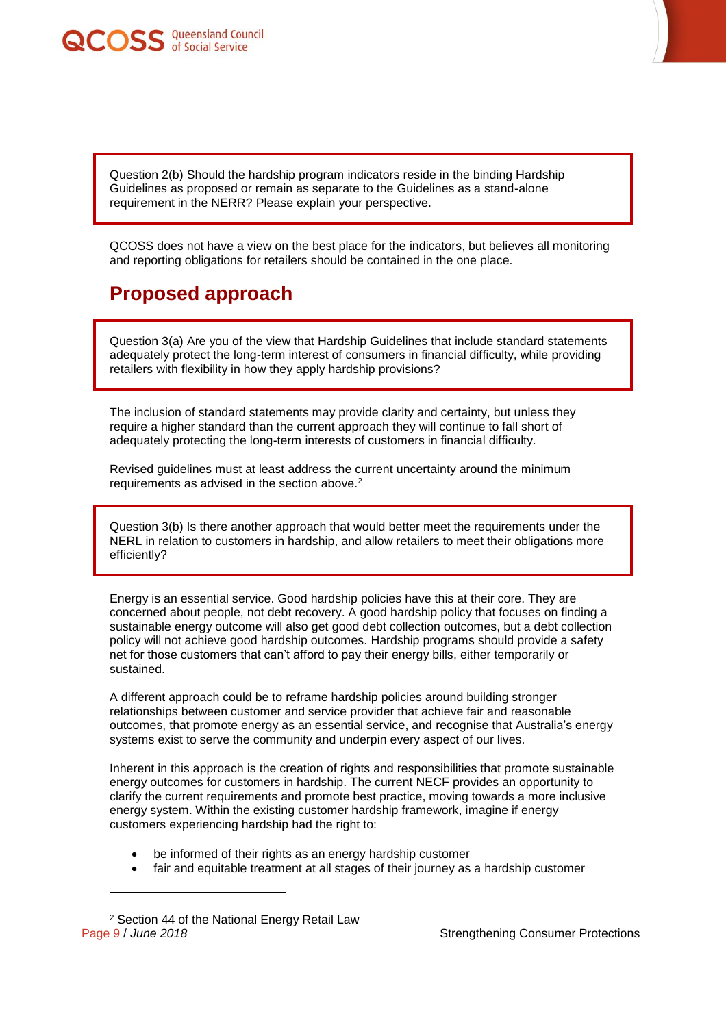Question 2(b) Should the hardship program indicators reside in the binding Hardship Guidelines as proposed or remain as separate to the Guidelines as a stand-alone requirement in the NERR? Please explain your perspective.

QCOSS does not have a view on the best place for the indicators, but believes all monitoring and reporting obligations for retailers should be contained in the one place.

## Proposed approach

Question 3(a) Are you of the view that Hardship Guidelines that include standard statements adequately protect the long-term interest of consumers in financial difficulty, while providing retailers with flexibility in how they apply hardship provisions?

The inclusion of standard statements may provide clarity and certainty, but unless they require a higher standard than the current approach they will continue to fall short of adequately protecting the long-term interests of customers in financial difficulty.

Revised guidelines must at least address the current uncertainty around the minimum requirements as advised in the section above.[2]

Question 3(b) Is there another approach that would better meet the requirements under the NERL in relation to customers in hardship, and allow retailers to meet their obligations more efficiently?

Energy is an essential service. Good hardship policies have this at their core. They are concerned about people, not debt recovery. A good hardship policy that focuses on finding a sustainable energy outcome will also get good debt collection outcomes, but a debt collection policy will not achieve good hardship outcomes. Hardship programs should provide a safety net for those customers that can't afford to pay their energy bills, either temporarily or sustained.

A different approach could be to reframe hardship policies around building stronger relationships between customer and service provider that achieve fair and reasonable outcomes, that promote energy as an essential service, and recognise that Australia's energy systems exist to serve the community and underpin every aspect of our lives.

Inherent in this approach is the creation of rights and responsibilities that promote sustainable energy outcomes for customers in hardship. The current NECF provides an opportunity to clarify the current requirements and promote best practice, moving towards a more inclusive energy system. Within the existing customer hardship framework, imagine if energy customers experiencing hardship had the right to:

- be informed of their rights as an energy hardship customer
- fair and equitable treatment at all stages of their journey as a hardship customer

[2] Section 44 of the National Energy Retail Law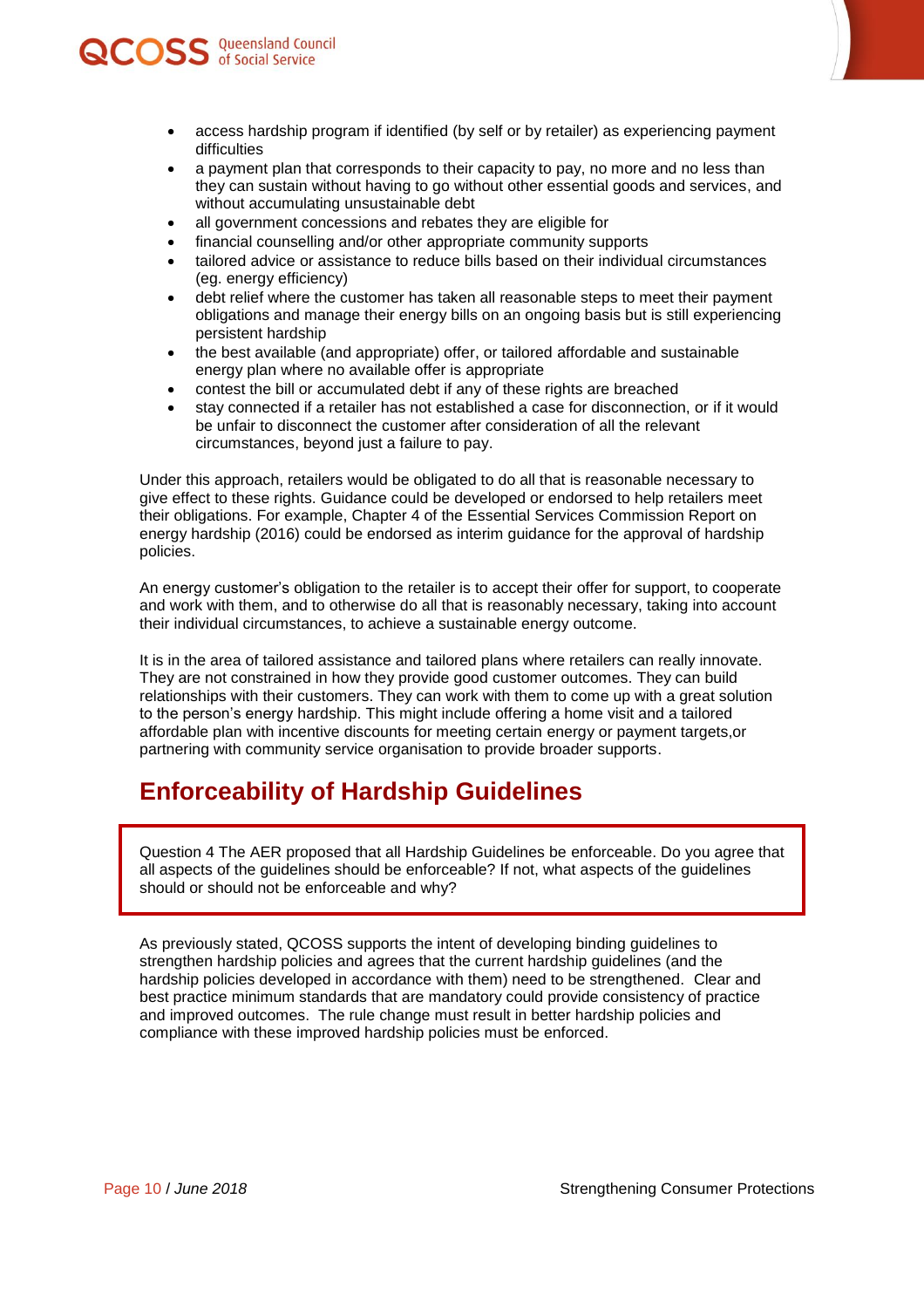- access hardship program if identified (by self or by retailer) as experiencing payment difficulties
- a payment plan that corresponds to their capacity to pay, no more and no less than they can sustain without having to go without other essential goods and services, and without accumulating unsustainable debt
- all government concessions and rebates they are eligible for
- financial counselling and/or other appropriate community supports
- tailored advice or assistance to reduce bills based on their individual circumstances (eg. energy efficiency)
- debt relief where the customer has taken all reasonable steps to meet their payment obligations and manage their energy bills on an ongoing basis but is still experiencing persistent hardship
- the best available (and appropriate) offer, or tailored affordable and sustainable energy plan where no available offer is appropriate
- contest the bill or accumulated debt if any of these rights are breached
- stay connected if a retailer has not established a case for disconnection, or if it would be unfair to disconnect the customer after consideration of all the relevant circumstances, beyond just a failure to pay.

Under this approach, retailers would be obligated to do all that is reasonable necessary to give effect to these rights. Guidance could be developed or endorsed to help retailers meet their obligations. For example, Chapter 4 of the Essential Services Commission Report on energy hardship (2016) could be endorsed as interim guidance for the approval of hardship policies.

An energy customer's obligation to the retailer is to accept their offer for support, to cooperate and work with them, and to otherwise do all that is reasonably necessary, taking into account their individual circumstances, to achieve a sustainable energy outcome.

It is in the area of tailored assistance and tailored plans where retailers can really innovate. They are not constrained in how they provide good customer outcomes. They can build relationships with their customers. They can work with them to come up with a great solution to the person's energy hardship. This might include offering a home visit and a tailored affordable plan with incentive discounts for meeting certain energy or payment targets,or partnering with community service organisation to provide broader supports.

## Enforceability of Hardship Guidelines

Question 4 The AER proposed that all Hardship Guidelines be enforceable. Do you agree that all aspects of the guidelines should be enforceable? If not, what aspects of the guidelines should or should not be enforceable and why?

As previously stated, QCOSS supports the intent of developing binding guidelines to strengthen hardship policies and agrees that the current hardship guidelines (and the hardship policies developed in accordance with them) need to be strengthened. Clear and best practice minimum standards that are mandatory could provide consistency of practice and improved outcomes. The rule change must result in better hardship policies and compliance with these improved hardship policies must be enforced.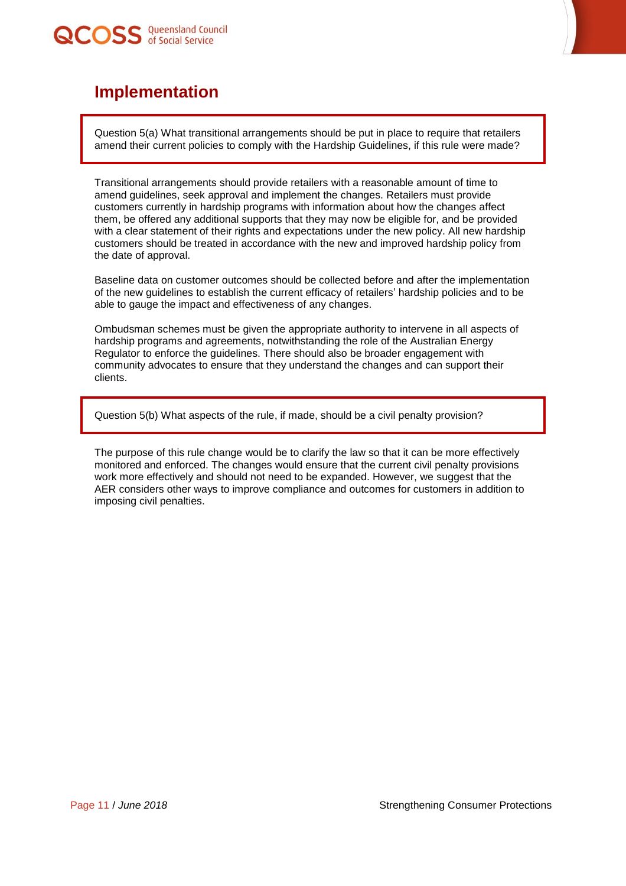## Implementation

> Question 5(a) What transitional arrangements should be put in place to require that retailers amend their current policies to comply with the Hardship Guidelines, if this rule were made?

Transitional arrangements should provide retailers with a reasonable amount of time to amend guidelines, seek approval and implement the changes. Retailers must provide customers currently in hardship programs with information about how the changes affect them, be offered any additional supports that they may now be eligible for, and be provided with a clear statement of their rights and expectations under the new policy. All new hardship customers should be treated in accordance with the new and improved hardship policy from the date of approval.

Baseline data on customer outcomes should be collected before and after the implementation of the new guidelines to establish the current efficacy of retailers' hardship policies and to be able to gauge the impact and effectiveness of any changes.

Ombudsman schemes must be given the appropriate authority to intervene in all aspects of hardship programs and agreements, notwithstanding the role of the Australian Energy Regulator to enforce the guidelines. There should also be broader engagement with community advocates to ensure that they understand the changes and can support their clients.

> Question 5(b) What aspects of the rule, if made, should be a civil penalty provision?

The purpose of this rule change would be to clarify the law so that it can be more effectively monitored and enforced. The changes would ensure that the current civil penalty provisions work more effectively and should not need to be expanded. However, we suggest that the AER considers other ways to improve compliance and outcomes for customers in addition to imposing civil penalties.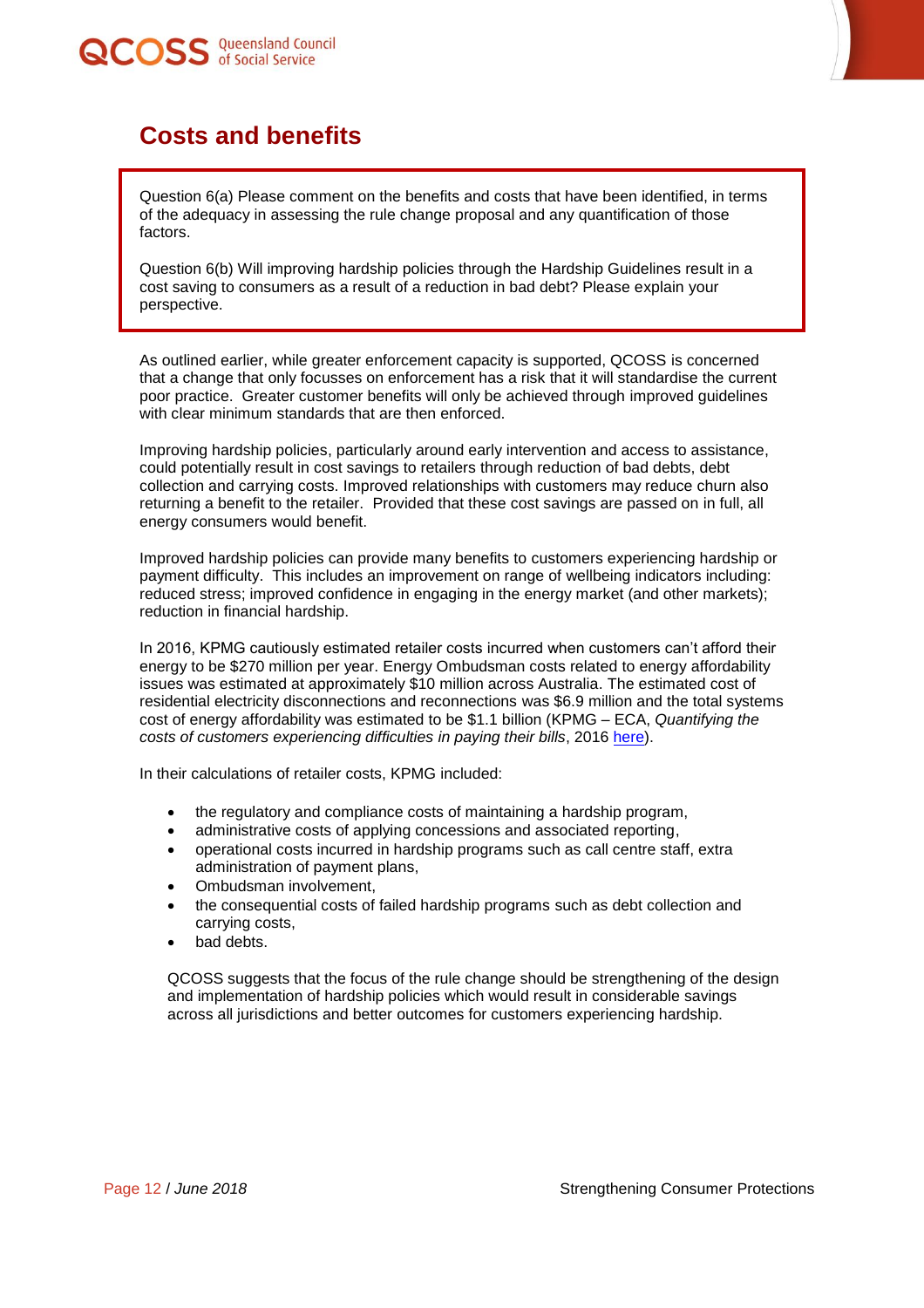## Costs and benefits

> Question 6(a) Please comment on the benefits and costs that have been identified, in terms of the adequacy in assessing the rule change proposal and any quantification of those factors.
>
> Question 6(b) Will improving hardship policies through the Hardship Guidelines result in a cost saving to consumers as a result of a reduction in bad debt? Please explain your perspective.

As outlined earlier, while greater enforcement capacity is supported, QCOSS is concerned that a change that only focusses on enforcement has a risk that it will standardise the current poor practice. Greater customer benefits will only be achieved through improved guidelines with clear minimum standards that are then enforced.

Improving hardship policies, particularly around early intervention and access to assistance, could potentially result in cost savings to retailers through reduction of bad debts, debt collection and carrying costs. Improved relationships with customers may reduce churn also returning a benefit to the retailer. Provided that these cost savings are passed on in full, all energy consumers would benefit.

Improved hardship policies can provide many benefits to customers experiencing hardship or payment difficulty. This includes an improvement on range of wellbeing indicators including: reduced stress; improved confidence in engaging in the energy market (and other markets); reduction in financial hardship.

In 2016, KPMG cautiously estimated retailer costs incurred when customers can't afford their energy to be $270 million per year. Energy Ombudsman costs related to energy affordability issues was estimated at approximately $10 million across Australia. The estimated cost of residential electricity disconnections and reconnections was $6.9 million and the total systems cost of energy affordability was estimated to be $1.1 billion (KPMG – ECA, *Quantifying the costs of customers experiencing difficulties in paying their bills*, 2016 here).

In their calculations of retailer costs, KPMG included:

- the regulatory and compliance costs of maintaining a hardship program,
- administrative costs of applying concessions and associated reporting,
- operational costs incurred in hardship programs such as call centre staff, extra administration of payment plans,
- Ombudsman involvement,
- the consequential costs of failed hardship programs such as debt collection and carrying costs,
- bad debts.

QCOSS suggests that the focus of the rule change should be strengthening of the design and implementation of hardship policies which would result in considerable savings across all jurisdictions and better outcomes for customers experiencing hardship.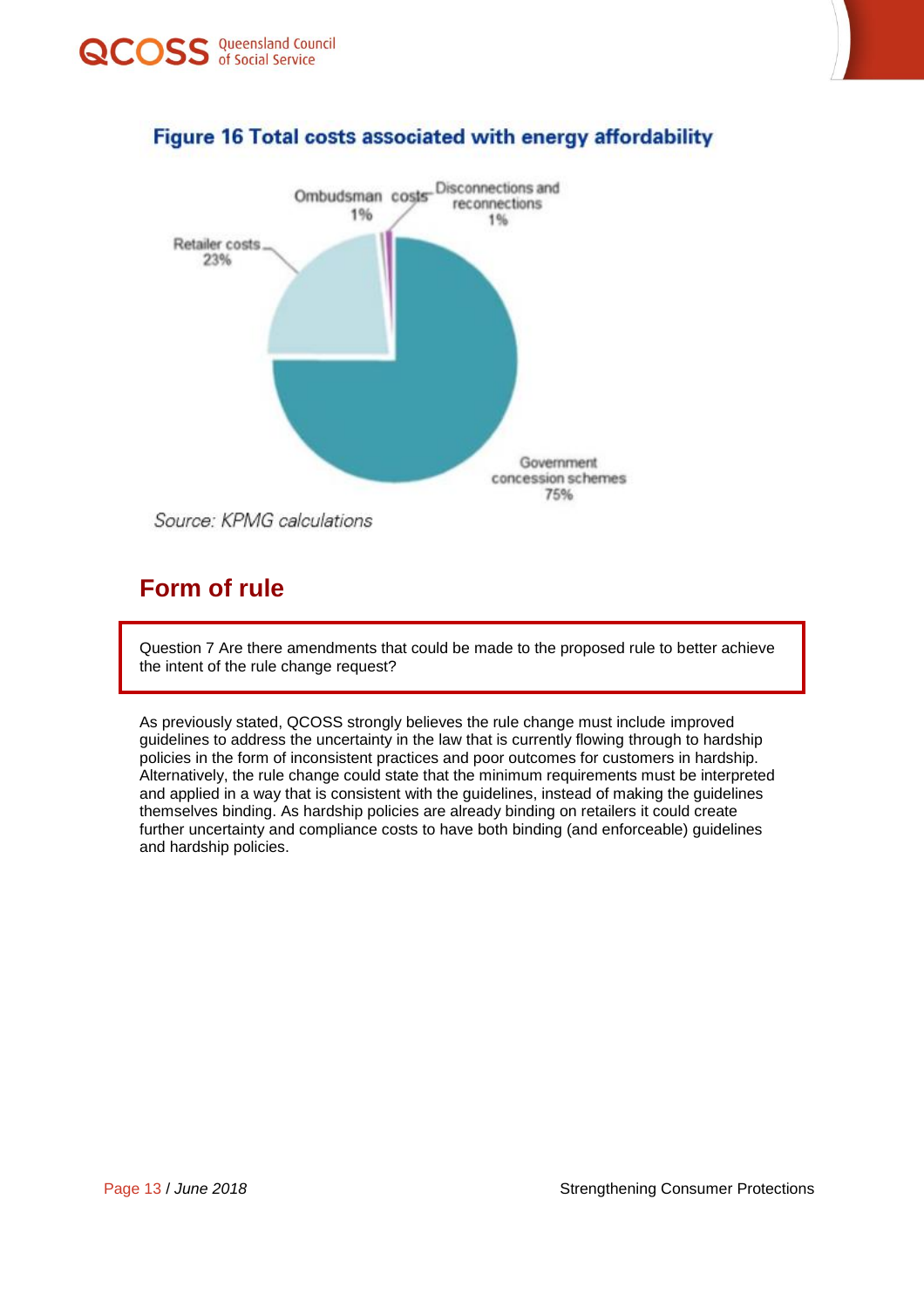## Figure 16 Total costs associated with energy affordability

Ombudsman costs 1%

Disconnections and reconnections 1%

Retailer costs 23%

Government concession schemes 75%

*Source: KPMG calculations*

## Form of rule

> Question 7 Are there amendments that could be made to the proposed rule to better achieve the intent of the rule change request?

As previously stated, QCOSS strongly believes the rule change must include improved guidelines to address the uncertainty in the law that is currently flowing through to hardship policies in the form of inconsistent practices and poor outcomes for customers in hardship. Alternatively, the rule change could state that the minimum requirements must be interpreted and applied in a way that is consistent with the guidelines, instead of making the guidelines themselves binding. As hardship policies are already binding on retailers it could create further uncertainty and compliance costs to have both binding (and enforceable) guidelines and hardship policies.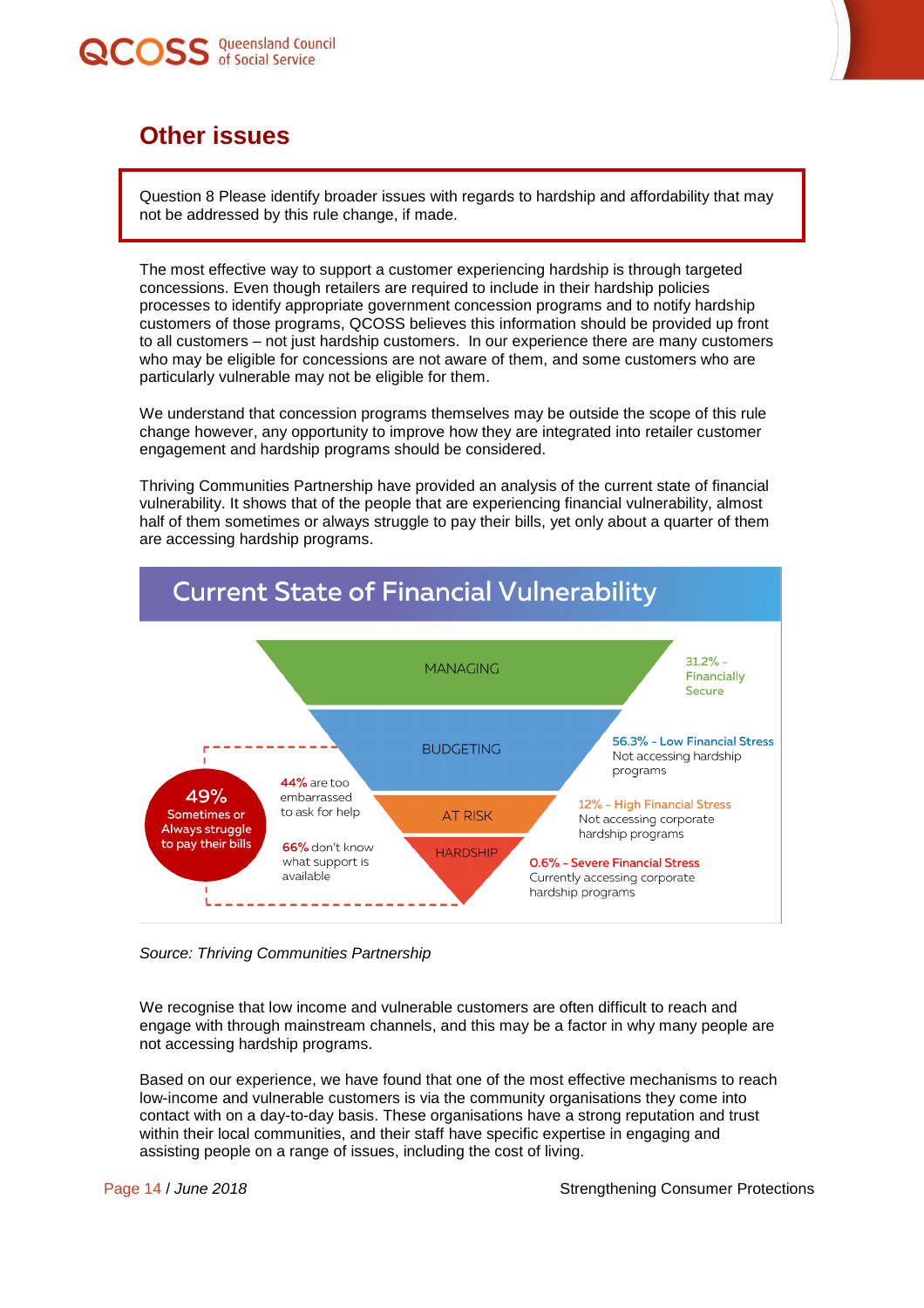## Other issues

Question 8 Please identify broader issues with regards to hardship and affordability that may not be addressed by this rule change, if made.

The most effective way to support a customer experiencing hardship is through targeted concessions. Even though retailers are required to include in their hardship policies processes to identify appropriate government concession programs and to notify hardship customers of those programs, QCOSS believes this information should be provided up front to all customers – not just hardship customers. In our experience there are many customers who may be eligible for concessions are not aware of them, and some customers who are particularly vulnerable may not be eligible for them.

We understand that concession programs themselves may be outside the scope of this rule change however, any opportunity to improve how they are integrated into retailer customer engagement and hardship programs should be considered.

Thriving Communities Partnership have provided an analysis of the current state of financial vulnerability. It shows that of the people that are experiencing financial vulnerability, almost half of them sometimes or always struggle to pay their bills, yet only about a quarter of them are accessing hardship programs.

**Current State of Financial Vulnerability**

- MANAGING – 31.2% – Financially Secure
- BUDGETING – 56.3% – Low Financial Stress. Not accessing hardship programs
- AT RISK – 12% – High Financial Stress. Not accessing corporate hardship programs
- HARDSHIP – 0.6% – Severe Financial Stress. Currently accessing corporate hardship programs

49% Sometimes or Always struggle to pay their bills

- 44% are too embarrassed to ask for help
- 66% don't know what support is available

*Source: Thriving Communities Partnership*

We recognise that low income and vulnerable customers are often difficult to reach and engage with through mainstream channels, and this may be a factor in why many people are not accessing hardship programs.

Based on our experience, we have found that one of the most effective mechanisms to reach low-income and vulnerable customers is via the community organisations they come into contact with on a day-to-day basis. These organisations have a strong reputation and trust within their local communities, and their staff have specific expertise in engaging and assisting people on a range of issues, including the cost of living.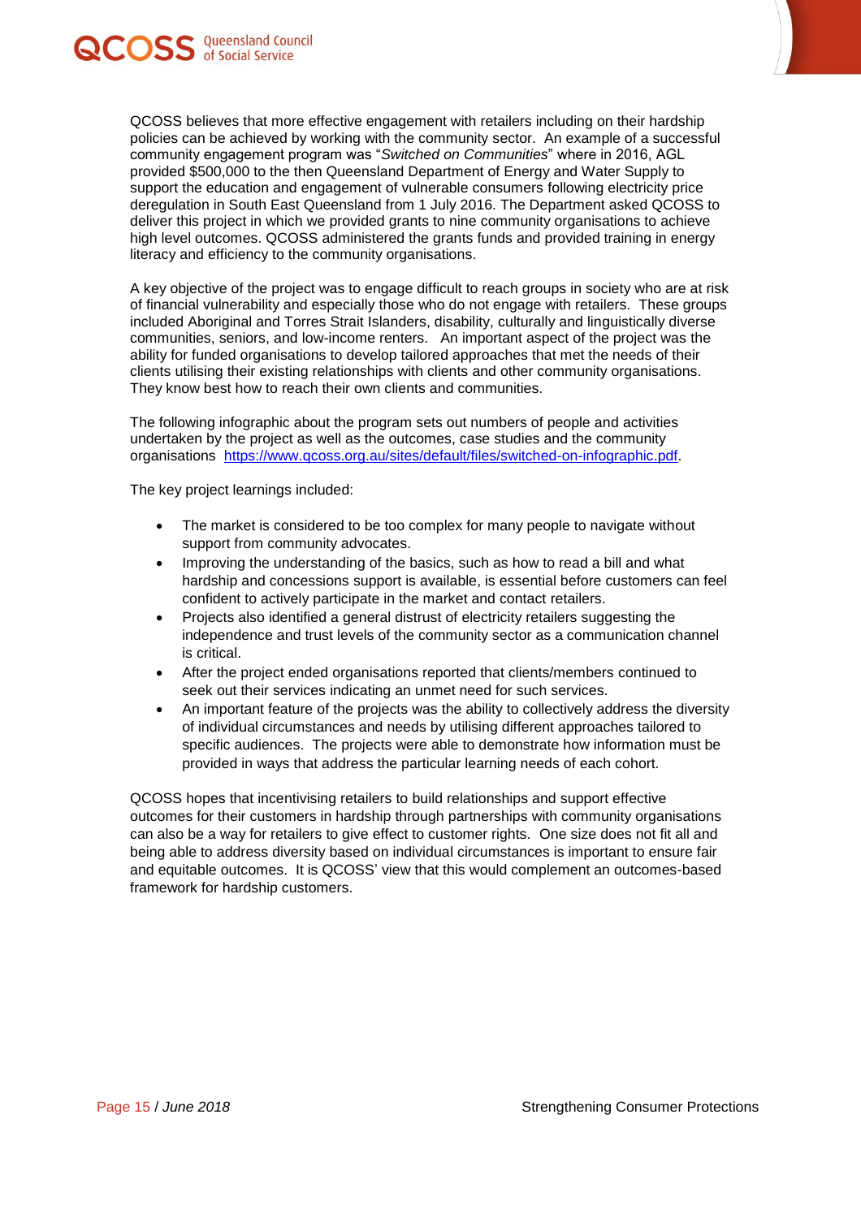QCOSS believes that more effective engagement with retailers including on their hardship policies can be achieved by working with the community sector. An example of a successful community engagement program was "*Switched on Communities*" where in 2016, AGL provided $500,000 to the then Queensland Department of Energy and Water Supply to support the education and engagement of vulnerable consumers following electricity price deregulation in South East Queensland from 1 July 2016. The Department asked QCOSS to deliver this project in which we provided grants to nine community organisations to achieve high level outcomes. QCOSS administered the grants funds and provided training in energy literacy and efficiency to the community organisations.

A key objective of the project was to engage difficult to reach groups in society who are at risk of financial vulnerability and especially those who do not engage with retailers. These groups included Aboriginal and Torres Strait Islanders, disability, culturally and linguistically diverse communities, seniors, and low-income renters. An important aspect of the project was the ability for funded organisations to develop tailored approaches that met the needs of their clients utilising their existing relationships with clients and other community organisations. They know best how to reach their own clients and communities.

The following infographic about the program sets out numbers of people and activities undertaken by the project as well as the outcomes, case studies and the community organisations https://www.qcoss.org.au/sites/default/files/switched-on-infographic.pdf.

The key project learnings included:

- The market is considered to be too complex for many people to navigate without support from community advocates.
- Improving the understanding of the basics, such as how to read a bill and what hardship and concessions support is available, is essential before customers can feel confident to actively participate in the market and contact retailers.
- Projects also identified a general distrust of electricity retailers suggesting the independence and trust levels of the community sector as a communication channel is critical.
- After the project ended organisations reported that clients/members continued to seek out their services indicating an unmet need for such services.
- An important feature of the projects was the ability to collectively address the diversity of individual circumstances and needs by utilising different approaches tailored to specific audiences. The projects were able to demonstrate how information must be provided in ways that address the particular learning needs of each cohort.

QCOSS hopes that incentivising retailers to build relationships and support effective outcomes for their customers in hardship through partnerships with community organisations can also be a way for retailers to give effect to customer rights. One size does not fit all and being able to address diversity based on individual circumstances is important to ensure fair and equitable outcomes. It is QCOSS' view that this would complement an outcomes-based framework for hardship customers.